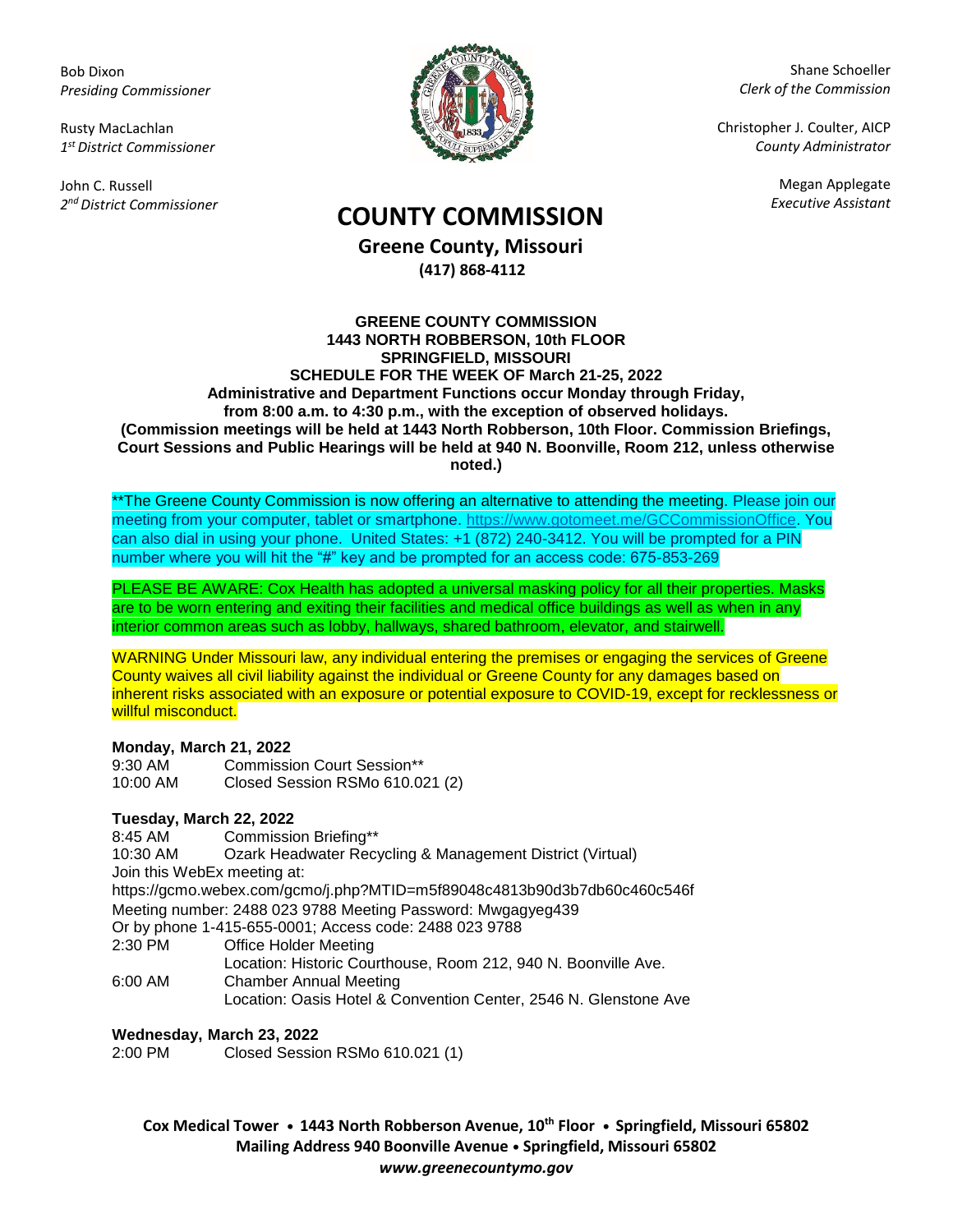Bob Dixon
*Presiding Commissioner*

Rusty MacLachlan
*1st District Commissioner*

John C. Russell
*2nd District Commissioner*

Shane Schoeller
*Clerk of the Commission*

Christopher J. Coulter, AICP
*County Administrator*

Megan Applegate
*Executive Assistant*

# COUNTY COMMISSION

**Greene County, Missouri**
**(417) 868-4112**

**GREENE COUNTY COMMISSION**
**1443 NORTH ROBBERSON, 10th FLOOR**
**SPRINGFIELD, MISSOURI**
**SCHEDULE FOR THE WEEK OF March 21-25, 2022**
**Administrative and Department Functions occur Monday through Friday, from 8:00 a.m. to 4:30 p.m., with the exception of observed holidays.**
**(Commission meetings will be held at 1443 North Robberson, 10th Floor. Commission Briefings, Court Sessions and Public Hearings will be held at 940 N. Boonville, Room 212, unless otherwise noted.)**

**The Greene County Commission is now offering an alternative to attending the meeting. Please join our meeting from your computer, tablet or smartphone. https://www.gotomeet.me/GCCommissionOffice. You can also dial in using your phone. United States: +1 (872) 240-3412. You will be prompted for a PIN number where you will hit the "#" key and be prompted for an access code: 675-853-269

PLEASE BE AWARE: Cox Health has adopted a universal masking policy for all their properties. Masks are to be worn entering and exiting their facilities and medical office buildings as well as when in any interior common areas such as lobby, hallways, shared bathroom, elevator, and stairwell.

WARNING Under Missouri law, any individual entering the premises or engaging the services of Greene County waives all civil liability against the individual or Greene County for any damages based on inherent risks associated with an exposure or potential exposure to COVID-19, except for recklessness or willful misconduct.

**Monday, March 21, 2022**

9:30 AM Commission Court Session**
10:00 AM Closed Session RSMo 610.021 (2)

**Tuesday, March 22, 2022**

8:45 AM Commission Briefing**
10:30 AM Ozark Headwater Recycling & Management District (Virtual)
Join this WebEx meeting at:
https://gcmo.webex.com/gcmo/j.php?MTID=m5f89048c4813b90d3b7db60c460c546f
Meeting number: 2488 023 9788 Meeting Password: Mwgagyeg439
Or by phone 1-415-655-0001; Access code: 2488 023 9788
2:30 PM Office Holder Meeting
Location: Historic Courthouse, Room 212, 940 N. Boonville Ave.
6:00 AM Chamber Annual Meeting
Location: Oasis Hotel & Convention Center, 2546 N. Glenstone Ave

**Wednesday, March 23, 2022**

2:00 PM Closed Session RSMo 610.021 (1)

**Cox Medical Tower • 1443 North Robberson Avenue, 10th Floor • Springfield, Missouri 65802**
**Mailing Address 940 Boonville Avenue • Springfield, Missouri 65802**
***www.greenecountymo.gov***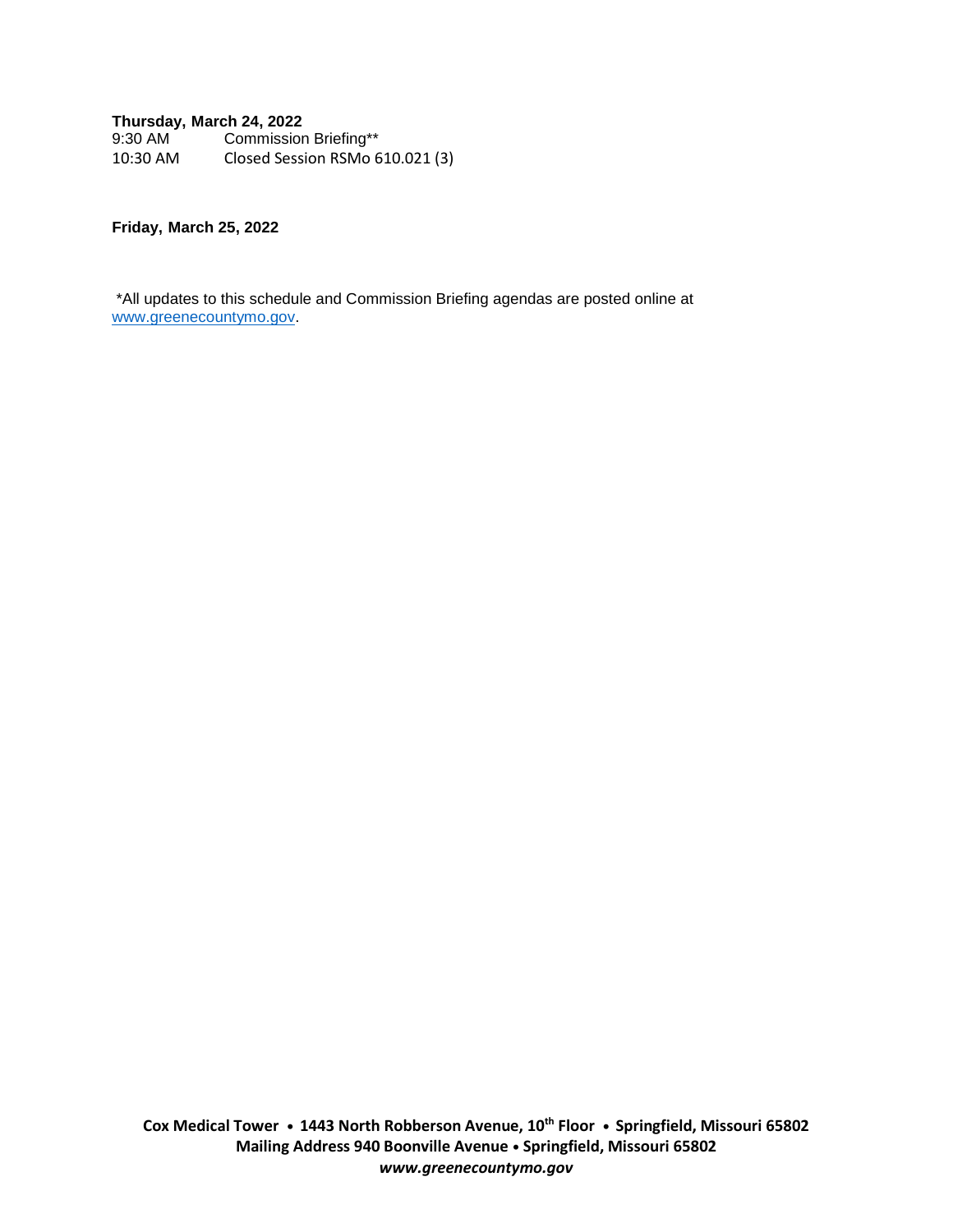**Thursday, March 24, 2022**

9:30 AM Commission Briefing**

10:30 AM Closed Session RSMo 610.021 (3)

**Friday, March 25, 2022**

*All updates to this schedule and Commission Briefing agendas are posted online at [www.greenecountymo.gov](http://www.greenecountymo.gov).

**Cox Medical Tower • 1443 North Robberson Avenue, 10th Floor • Springfield, Missouri 65802**
**Mailing Address 940 Boonville Avenue • Springfield, Missouri 65802**
***www.greenecountymo.gov***